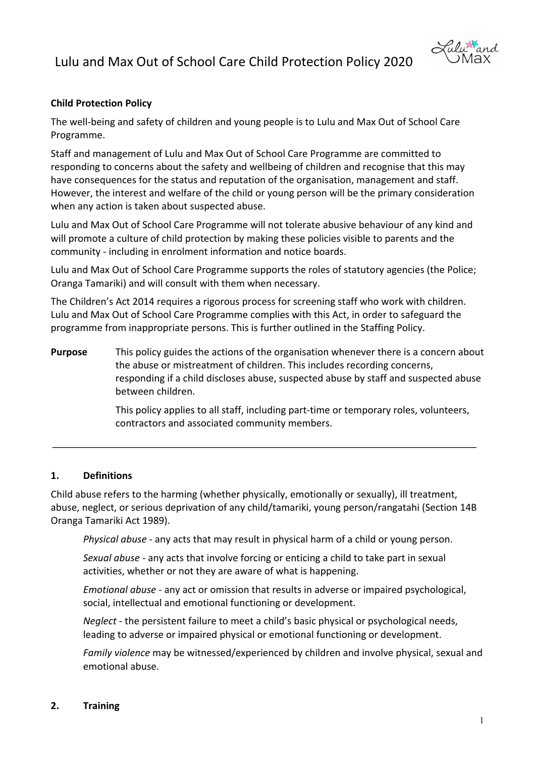# Lulu and Max Out of School Care Child Protection Policy 2020

**Child Protection Policy**

The well-being and safety of children and young people is to Lulu and Max Out of School Care Programme.

Staff and management of Lulu and Max Out of School Care Programme are committed to responding to concerns about the safety and wellbeing of children and recognise that this may have consequences for the status and reputation of the organisation, management and staff. However, the interest and welfare of the child or young person will be the primary consideration when any action is taken about suspected abuse.

Lulu and Max Out of School Care Programme will not tolerate abusive behaviour of any kind and will promote a culture of child protection by making these policies visible to parents and the community - including in enrolment information and notice boards.

Lulu and Max Out of School Care Programme supports the roles of statutory agencies (the Police; Oranga Tamariki) and will consult with them when necessary.

The Children's Act 2014 requires a rigorous process for screening staff who work with children. Lulu and Max Out of School Care Programme complies with this Act, in order to safeguard the programme from inappropriate persons. This is further outlined in the Staffing Policy.

**Purpose** This policy guides the actions of the organisation whenever there is a concern about the abuse or mistreatment of children. This includes recording concerns, responding if a child discloses abuse, suspected abuse by staff and suspected abuse between children.

This policy applies to all staff, including part-time or temporary roles, volunteers, contractors and associated community members.

---

## 1. Definitions

Child abuse refers to the harming (whether physically, emotionally or sexually), ill treatment, abuse, neglect, or serious deprivation of any child/tamariki, young person/rangatahi (Section 14B Oranga Tamariki Act 1989).

*Physical abuse* - any acts that may result in physical harm of a child or young person.

*Sexual abuse* - any acts that involve forcing or enticing a child to take part in sexual activities, whether or not they are aware of what is happening.

*Emotional abuse* - any act or omission that results in adverse or impaired psychological, social, intellectual and emotional functioning or development.

*Neglect* - the persistent failure to meet a child's basic physical or psychological needs, leading to adverse or impaired physical or emotional functioning or development.

*Family violence* may be witnessed/experienced by children and involve physical, sexual and emotional abuse.

## 2. Training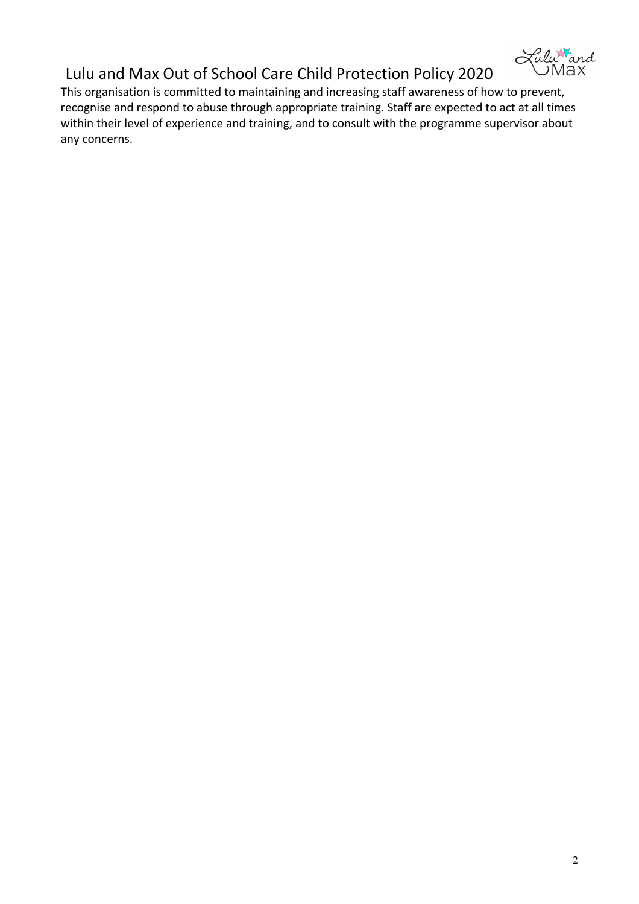This organisation is committed to maintaining and increasing staff awareness of how to prevent, recognise and respond to abuse through appropriate training. Staff are expected to act at all times within their level of experience and training, and to consult with the programme supervisor about any concerns.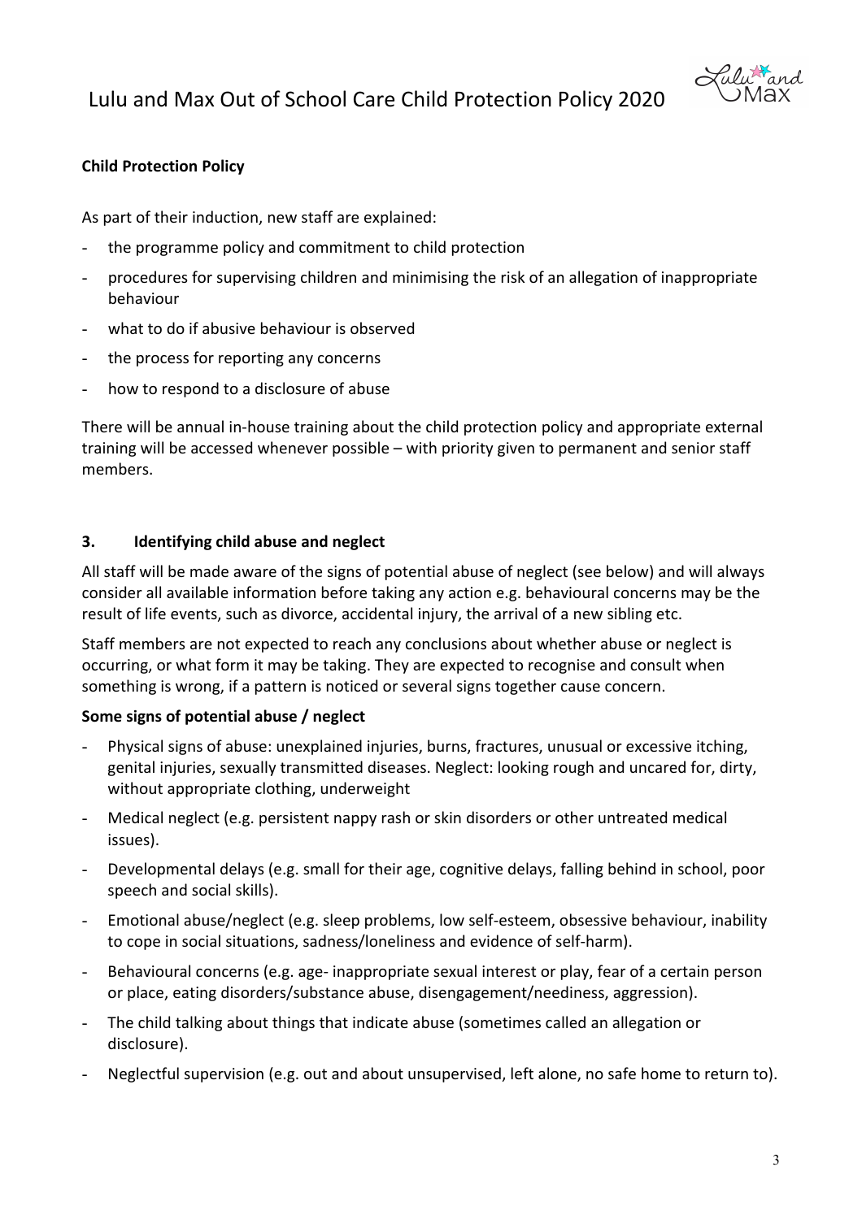**Child Protection Policy**

As part of their induction, new staff are explained:

- the programme policy and commitment to child protection
- procedures for supervising children and minimising the risk of an allegation of inappropriate behaviour
- what to do if abusive behaviour is observed
- the process for reporting any concerns
- how to respond to a disclosure of abuse

There will be annual in-house training about the child protection policy and appropriate external training will be accessed whenever possible – with priority given to permanent and senior staff members.

## 3. Identifying child abuse and neglect

All staff will be made aware of the signs of potential abuse of neglect (see below) and will always consider all available information before taking any action e.g. behavioural concerns may be the result of life events, such as divorce, accidental injury, the arrival of a new sibling etc.

Staff members are not expected to reach any conclusions about whether abuse or neglect is occurring, or what form it may be taking. They are expected to recognise and consult when something is wrong, if a pattern is noticed or several signs together cause concern.

**Some signs of potential abuse / neglect**

- Physical signs of abuse: unexplained injuries, burns, fractures, unusual or excessive itching, genital injuries, sexually transmitted diseases. Neglect: looking rough and uncared for, dirty, without appropriate clothing, underweight
- Medical neglect (e.g. persistent nappy rash or skin disorders or other untreated medical issues).
- Developmental delays (e.g. small for their age, cognitive delays, falling behind in school, poor speech and social skills).
- Emotional abuse/neglect (e.g. sleep problems, low self-esteem, obsessive behaviour, inability to cope in social situations, sadness/loneliness and evidence of self-harm).
- Behavioural concerns (e.g. age- inappropriate sexual interest or play, fear of a certain person or place, eating disorders/substance abuse, disengagement/neediness, aggression).
- The child talking about things that indicate abuse (sometimes called an allegation or disclosure).
- Neglectful supervision (e.g. out and about unsupervised, left alone, no safe home to return to).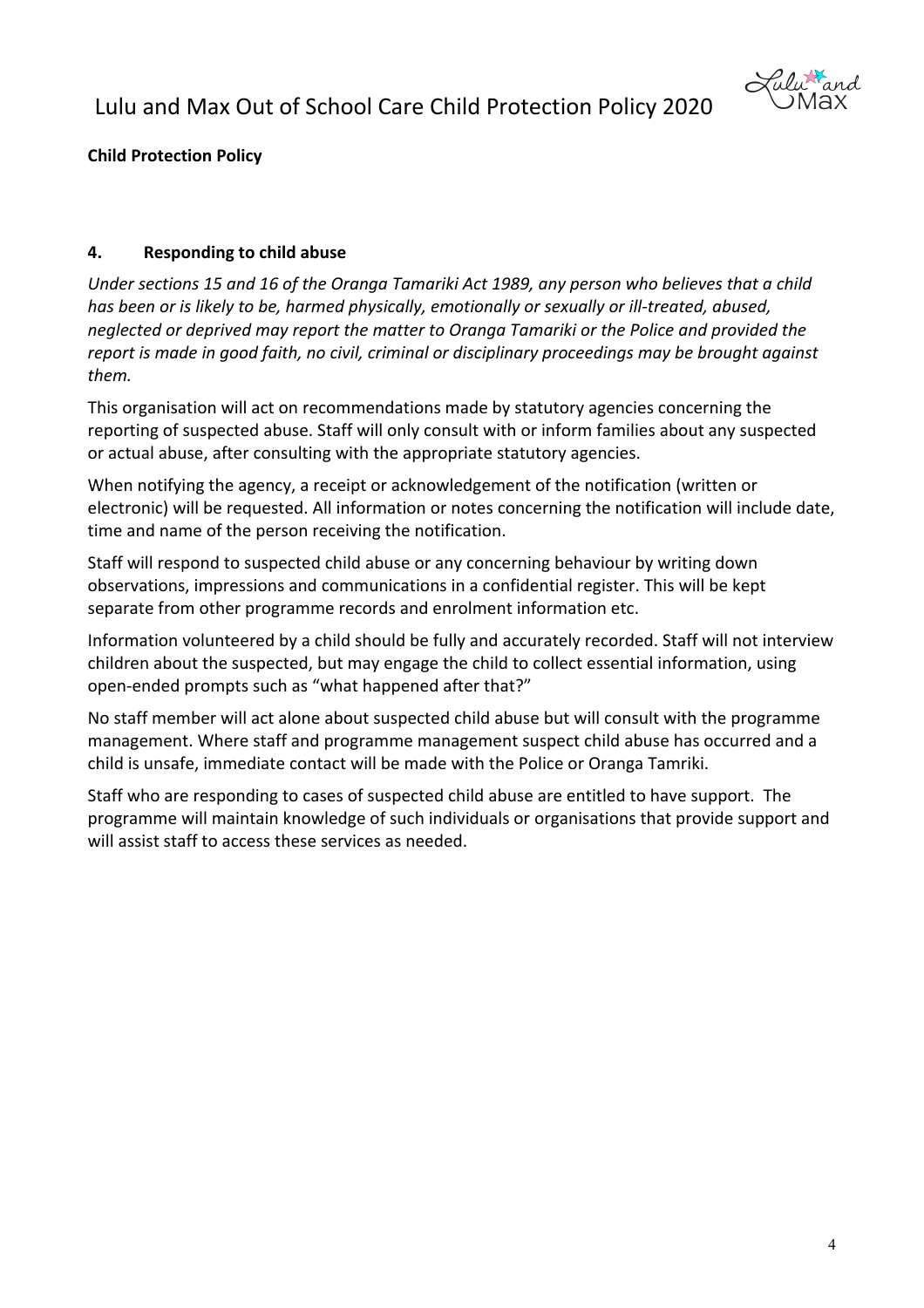**Child Protection Policy**

## 4. Responding to child abuse

*Under sections 15 and 16 of the Oranga Tamariki Act 1989, any person who believes that a child has been or is likely to be, harmed physically, emotionally or sexually or ill-treated, abused, neglected or deprived may report the matter to Oranga Tamariki or the Police and provided the report is made in good faith, no civil, criminal or disciplinary proceedings may be brought against them.*

This organisation will act on recommendations made by statutory agencies concerning the reporting of suspected abuse. Staff will only consult with or inform families about any suspected or actual abuse, after consulting with the appropriate statutory agencies.

When notifying the agency, a receipt or acknowledgement of the notification (written or electronic) will be requested. All information or notes concerning the notification will include date, time and name of the person receiving the notification.

Staff will respond to suspected child abuse or any concerning behaviour by writing down observations, impressions and communications in a confidential register. This will be kept separate from other programme records and enrolment information etc.

Information volunteered by a child should be fully and accurately recorded. Staff will not interview children about the suspected, but may engage the child to collect essential information, using open-ended prompts such as "what happened after that?"

No staff member will act alone about suspected child abuse but will consult with the programme management. Where staff and programme management suspect child abuse has occurred and a child is unsafe, immediate contact will be made with the Police or Oranga Tamriki.

Staff who are responding to cases of suspected child abuse are entitled to have support. The programme will maintain knowledge of such individuals or organisations that provide support and will assist staff to access these services as needed.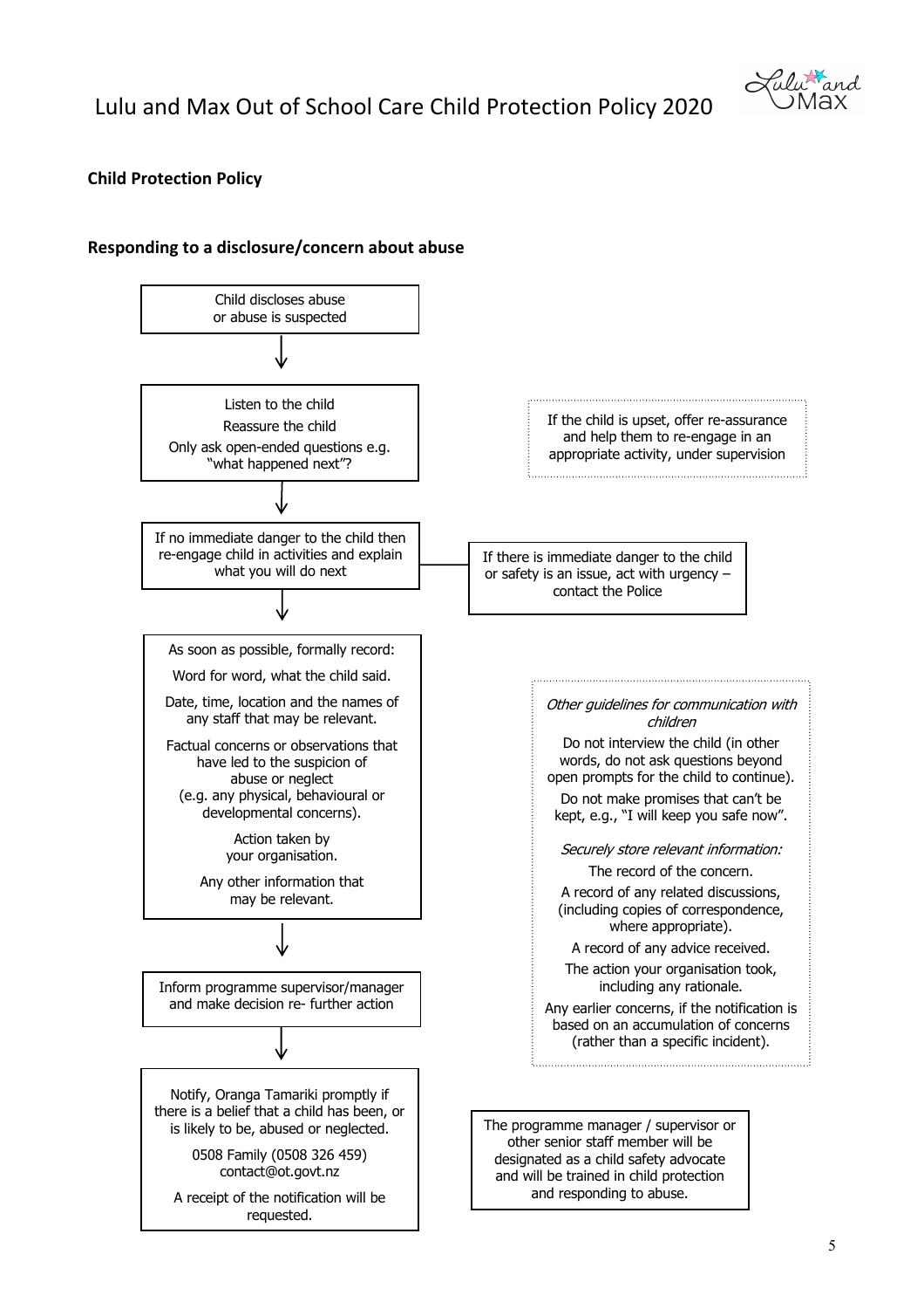**Child Protection Policy**

**Responding to a disclosure/concern about abuse**

Child discloses abuse or abuse is suspected

↓

Listen to the child
Reassure the child
Only ask open-ended questions e.g. "what happened next"?

If the child is upset, offer re-assurance and help them to re-engage in an appropriate activity, under supervision

↓

If no immediate danger to the child then re-engage child in activities and explain what you will do next

If there is immediate danger to the child or safety is an issue, act with urgency – contact the Police

↓

As soon as possible, formally record:

Word for word, what the child said.

Date, time, location and the names of any staff that may be relevant.

Factual concerns or observations that have led to the suspicion of abuse or neglect (e.g. any physical, behavioural or developmental concerns).

Action taken by your organisation.

Any other information that may be relevant.

*Other guidelines for communication with children*

Do not interview the child (in other words, do not ask questions beyond open prompts for the child to continue).

Do not make promises that can't be kept, e.g., "I will keep you safe now".

*Securely store relevant information:*

The record of the concern.

A record of any related discussions, (including copies of correspondence, where appropriate).

A record of any advice received.

The action your organisation took, including any rationale.

Any earlier concerns, if the notification is based on an accumulation of concerns (rather than a specific incident).

↓

Inform programme supervisor/manager and make decision re- further action

↓

Notify, Oranga Tamariki promptly if there is a belief that a child has been, or is likely to be, abused or neglected.

0508 Family (0508 326 459)
contact@ot.govt.nz

A receipt of the notification will be requested.

The programme manager / supervisor or other senior staff member will be designated as a child safety advocate and will be trained in child protection and responding to abuse.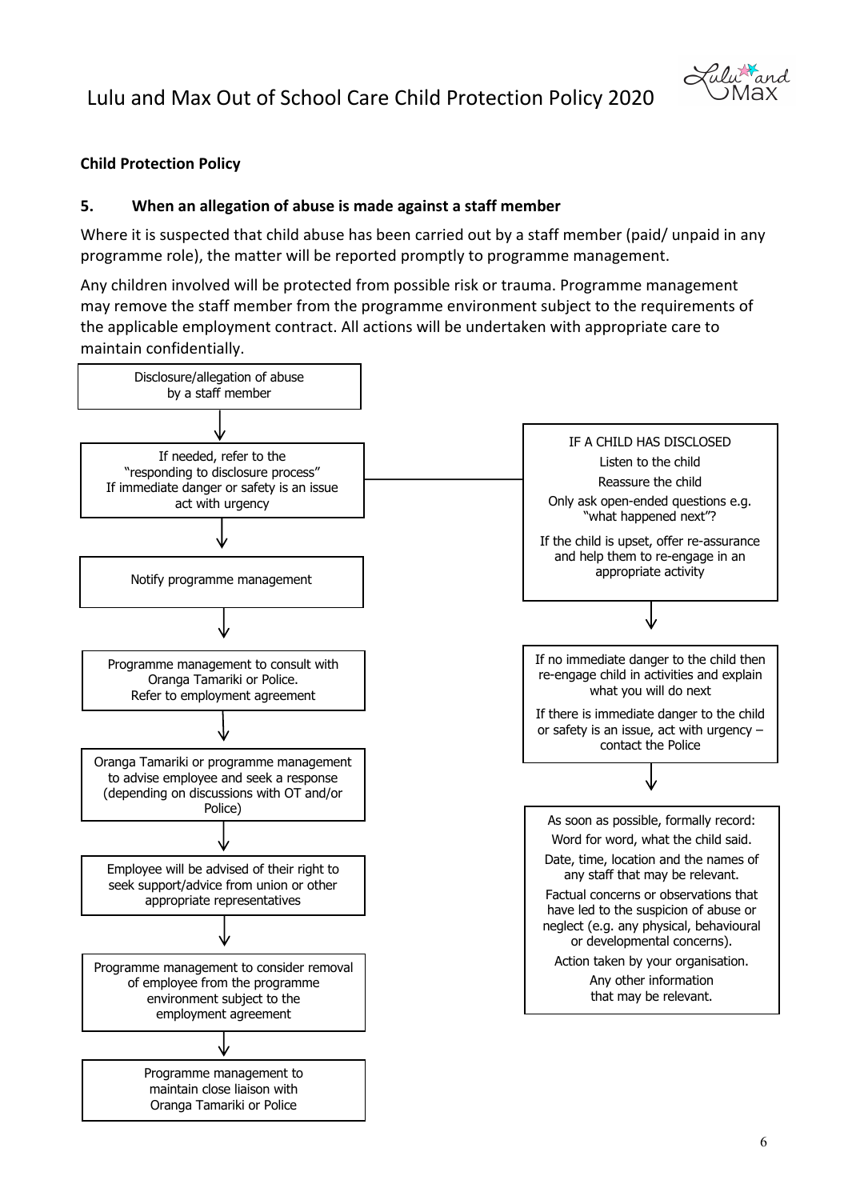**Child Protection Policy**

### 5. When an allegation of abuse is made against a staff member

Where it is suspected that child abuse has been carried out by a staff member (paid/ unpaid in any programme role), the matter will be reported promptly to programme management.

Any children involved will be protected from possible risk or trauma. Programme management may remove the staff member from the programme environment subject to the requirements of the applicable employment contract. All actions will be undertaken with appropriate care to maintain confidentially.

Disclosure/allegation of abuse by a staff member

↓

If needed, refer to the "responding to disclosure process"
If immediate danger or safety is an issue act with urgency

↓

Notify programme management

↓

Programme management to consult with Oranga Tamariki or Police.
Refer to employment agreement

↓

Oranga Tamariki or programme management to advise employee and seek a response (depending on discussions with OT and/or Police)

↓

Employee will be advised of their right to seek support/advice from union or other appropriate representatives

↓

Programme management to consider removal of employee from the programme environment subject to the employment agreement

↓

Programme management to maintain close liaison with Oranga Tamariki or Police

---

IF A CHILD HAS DISCLOSED

Listen to the child

Reassure the child

Only ask open-ended questions e.g. "what happened next"?

If the child is upset, offer re-assurance and help them to re-engage in an appropriate activity

↓

If no immediate danger to the child then re-engage child in activities and explain what you will do next

If there is immediate danger to the child or safety is an issue, act with urgency – contact the Police

↓

As soon as possible, formally record:

Word for word, what the child said.

Date, time, location and the names of any staff that may be relevant.

Factual concerns or observations that have led to the suspicion of abuse or neglect (e.g. any physical, behavioural or developmental concerns).

Action taken by your organisation.

Any other information that may be relevant.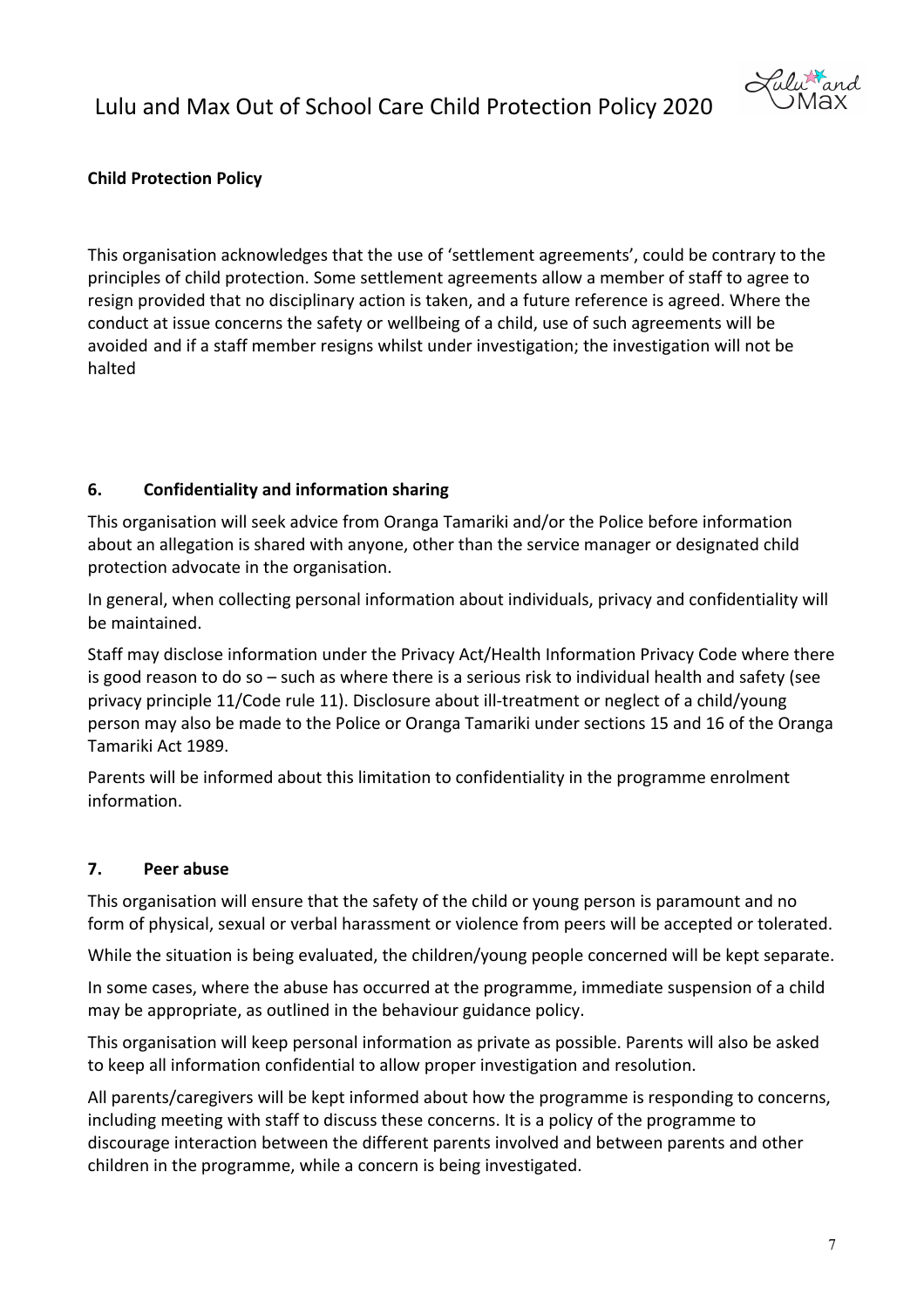**Child Protection Policy**

This organisation acknowledges that the use of 'settlement agreements', could be contrary to the principles of child protection. Some settlement agreements allow a member of staff to agree to resign provided that no disciplinary action is taken, and a future reference is agreed. Where the conduct at issue concerns the safety or wellbeing of a child, use of such agreements will be avoided and if a staff member resigns whilst under investigation; the investigation will not be halted

## 6. Confidentiality and information sharing

This organisation will seek advice from Oranga Tamariki and/or the Police before information about an allegation is shared with anyone, other than the service manager or designated child protection advocate in the organisation.

In general, when collecting personal information about individuals, privacy and confidentiality will be maintained.

Staff may disclose information under the Privacy Act/Health Information Privacy Code where there is good reason to do so – such as where there is a serious risk to individual health and safety (see privacy principle 11/Code rule 11). Disclosure about ill-treatment or neglect of a child/young person may also be made to the Police or Oranga Tamariki under sections 15 and 16 of the Oranga Tamariki Act 1989.

Parents will be informed about this limitation to confidentiality in the programme enrolment information.

## 7. Peer abuse

This organisation will ensure that the safety of the child or young person is paramount and no form of physical, sexual or verbal harassment or violence from peers will be accepted or tolerated.

While the situation is being evaluated, the children/young people concerned will be kept separate.

In some cases, where the abuse has occurred at the programme, immediate suspension of a child may be appropriate, as outlined in the behaviour guidance policy.

This organisation will keep personal information as private as possible. Parents will also be asked to keep all information confidential to allow proper investigation and resolution.

All parents/caregivers will be kept informed about how the programme is responding to concerns, including meeting with staff to discuss these concerns. It is a policy of the programme to discourage interaction between the different parents involved and between parents and other children in the programme, while a concern is being investigated.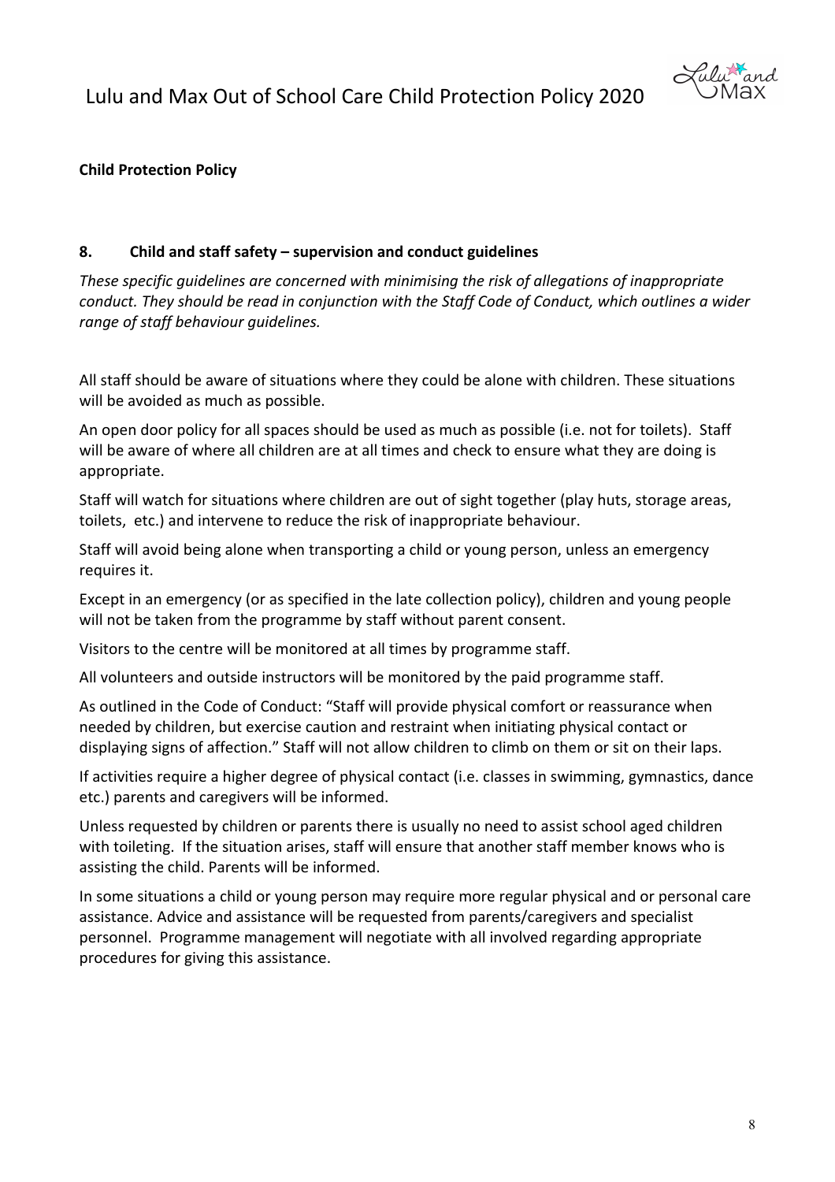**Child Protection Policy**

## 8. Child and staff safety – supervision and conduct guidelines

*These specific guidelines are concerned with minimising the risk of allegations of inappropriate conduct. They should be read in conjunction with the Staff Code of Conduct, which outlines a wider range of staff behaviour guidelines.*

All staff should be aware of situations where they could be alone with children. These situations will be avoided as much as possible.

An open door policy for all spaces should be used as much as possible (i.e. not for toilets). Staff will be aware of where all children are at all times and check to ensure what they are doing is appropriate.

Staff will watch for situations where children are out of sight together (play huts, storage areas, toilets, etc.) and intervene to reduce the risk of inappropriate behaviour.

Staff will avoid being alone when transporting a child or young person, unless an emergency requires it.

Except in an emergency (or as specified in the late collection policy), children and young people will not be taken from the programme by staff without parent consent.

Visitors to the centre will be monitored at all times by programme staff.

All volunteers and outside instructors will be monitored by the paid programme staff.

As outlined in the Code of Conduct: "Staff will provide physical comfort or reassurance when needed by children, but exercise caution and restraint when initiating physical contact or displaying signs of affection." Staff will not allow children to climb on them or sit on their laps.

If activities require a higher degree of physical contact (i.e. classes in swimming, gymnastics, dance etc.) parents and caregivers will be informed.

Unless requested by children or parents there is usually no need to assist school aged children with toileting. If the situation arises, staff will ensure that another staff member knows who is assisting the child. Parents will be informed.

In some situations a child or young person may require more regular physical and or personal care assistance. Advice and assistance will be requested from parents/caregivers and specialist personnel. Programme management will negotiate with all involved regarding appropriate procedures for giving this assistance.